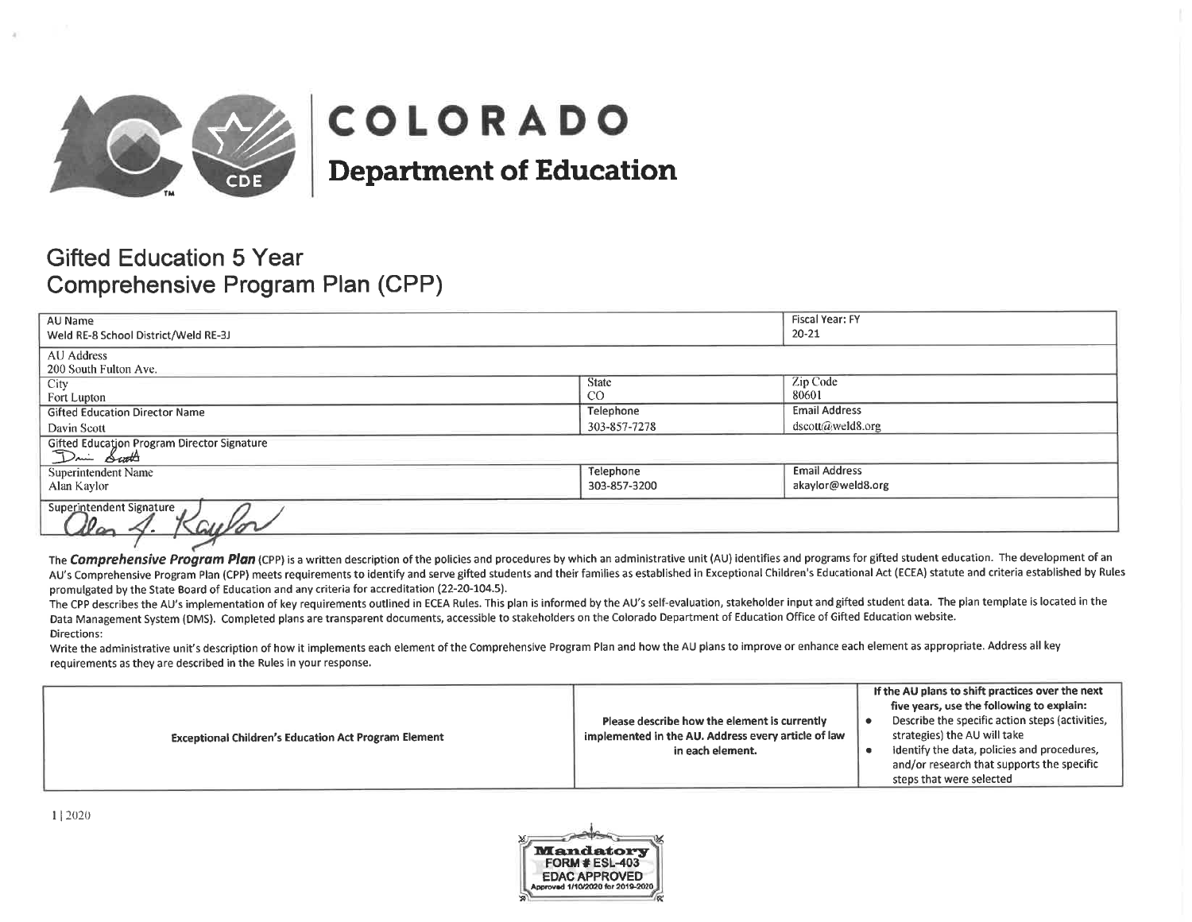# COLORADO
## Department of Education

# Gifted Education 5 Year Comprehensive Program Plan (CPP)

| AU Name<br>Weld RE-8 School District/Weld RE-3J | | Fiscal Year: FY<br>20-21 |
|---|---|---|
| AU Address<br>200 South Fulton Ave. | | |
| City<br>Fort Lupton | State<br>CO | Zip Code<br>80601 |
| Gifted Education Director Name<br>Davin Scott | Telephone<br>303-857-7278 | Email Address<br>dscott@weld8.org |
| Gifted Education Program Director Signature<br>Davin Scott | | |
| Superintendent Name<br>Alan Kaylor | Telephone<br>303-857-3200 | Email Address<br>akaylor@weld8.org |
| Superintendent Signature<br>Alan A. Kaylor | | |

The ***Comprehensive Program Plan*** (CPP) is a written description of the policies and procedures by which an administrative unit (AU) identifies and programs for gifted student education. The development of an AU's Comprehensive Program Plan (CPP) meets requirements to identify and serve gifted students and their families as established in Exceptional Children's Educational Act (ECEA) statute and criteria established by Rules promulgated by the State Board of Education and any criteria for accreditation (22-20-104.5).

The CPP describes the AU's implementation of key requirements outlined in ECEA Rules. This plan is informed by the AU's self-evaluation, stakeholder input and gifted student data. The plan template is located in the Data Management System (DMS). Completed plans are transparent documents, accessible to stakeholders on the Colorado Department of Education Office of Gifted Education website.

Directions:

Write the administrative unit's description of how it implements each element of the Comprehensive Program Plan and how the AU plans to improve or enhance each element as appropriate. Address all key requirements as they are described in the Rules in your response.

| Exceptional Children's Education Act Program Element | Please describe how the element is currently implemented in the AU. Address every article of law in each element. | If the AU plans to shift practices over the next five years, use the following to explain:<br>• Describe the specific action steps (activities, strategies) the AU will take<br>• Identify the data, policies and procedures, and/or research that supports the specific steps that were selected |
|---|---|---|

Mandatory FORM # ESL-403 EDAC APPROVED Approved 1/10/2020 for 2019-2020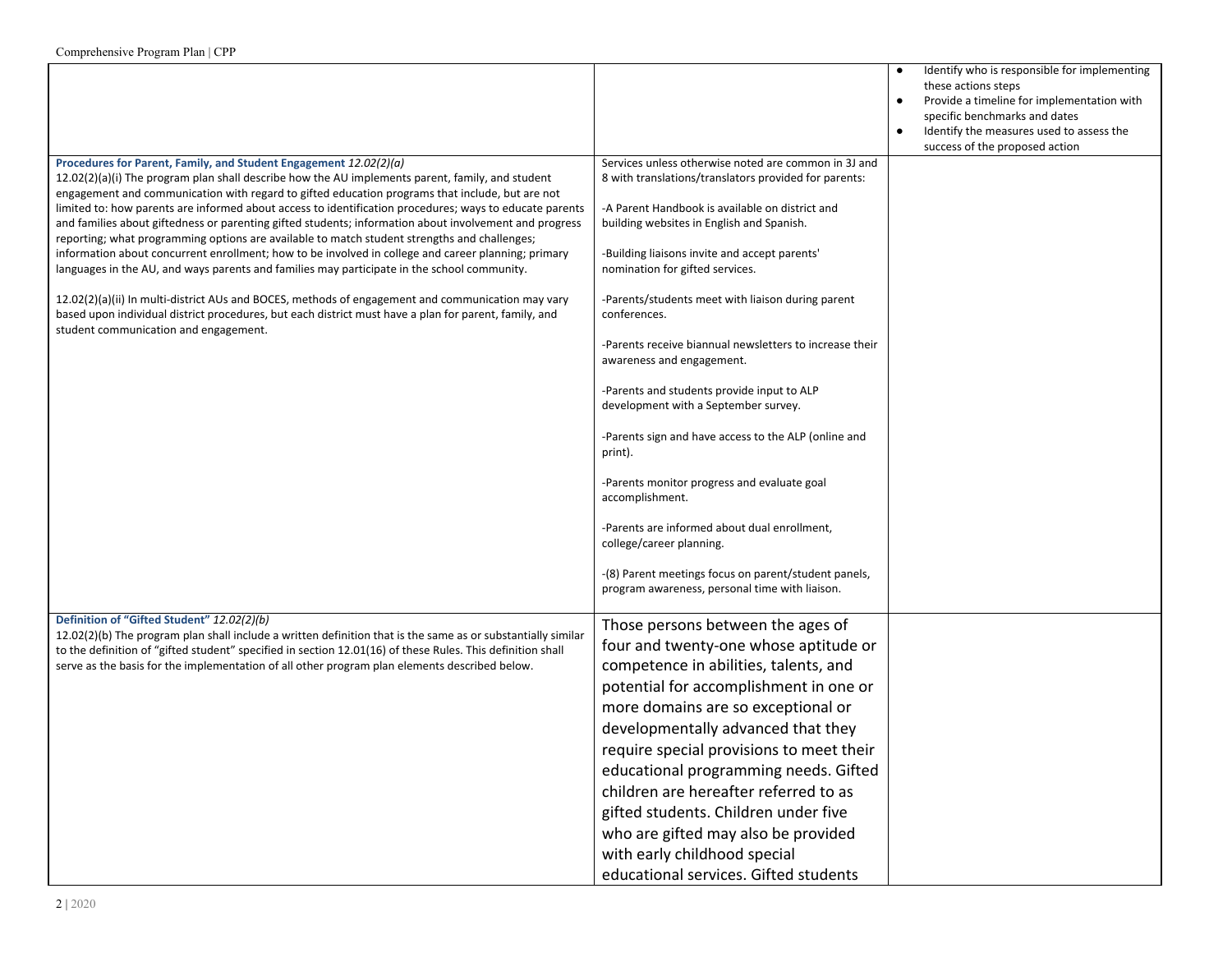| | | • Identify who is responsible for implementing these actions steps<br>• Provide a timeline for implementation with specific benchmarks and dates<br>• Identify the measures used to assess the success of the proposed action |
|---|---|---|
| **Procedures for Parent, Family, and Student Engagement** *12.02(2)(a)*<br>12.02(2)(a)(i) The program plan shall describe how the AU implements parent, family, and student engagement and communication with regard to gifted education programs that include, but are not limited to: how parents are informed about access to identification procedures; ways to educate parents and families about giftedness or parenting gifted students; information about involvement and progress reporting; what programming options are available to match student strengths and challenges; information about concurrent enrollment; how to be involved in college and career planning; primary languages in the AU, and ways parents and families may participate in the school community.<br><br>12.02(2)(a)(ii) In multi-district AUs and BOCES, methods of engagement and communication may vary based upon individual district procedures, but each district must have a plan for parent, family, and student communication and engagement. | Services unless otherwise noted are common in 3J and 8 with translations/translators provided for parents:<br><br>-A Parent Handbook is available on district and building websites in English and Spanish.<br><br>-Building liaisons invite and accept parents' nomination for gifted services.<br><br>-Parents/students meet with liaison during parent conferences.<br><br>-Parents receive biannual newsletters to increase their awareness and engagement.<br><br>-Parents and students provide input to ALP development with a September survey.<br><br>-Parents sign and have access to the ALP (online and print).<br><br>-Parents monitor progress and evaluate goal accomplishment.<br><br>-Parents are informed about dual enrollment, college/career planning.<br><br>-(8) Parent meetings focus on parent/student panels, program awareness, personal time with liaison. | |
| **Definition of "Gifted Student"** *12.02(2)(b)*<br>12.02(2)(b) The program plan shall include a written definition that is the same as or substantially similar to the definition of "gifted student" specified in section 12.01(16) of these Rules. This definition shall serve as the basis for the implementation of all other program plan elements described below. | Those persons between the ages of four and twenty-one whose aptitude or competence in abilities, talents, and potential for accomplishment in one or more domains are so exceptional or developmentally advanced that they require special provisions to meet their educational programming needs. Gifted children are hereafter referred to as gifted students. Children under five who are gifted may also be provided with early childhood special educational services. Gifted students | |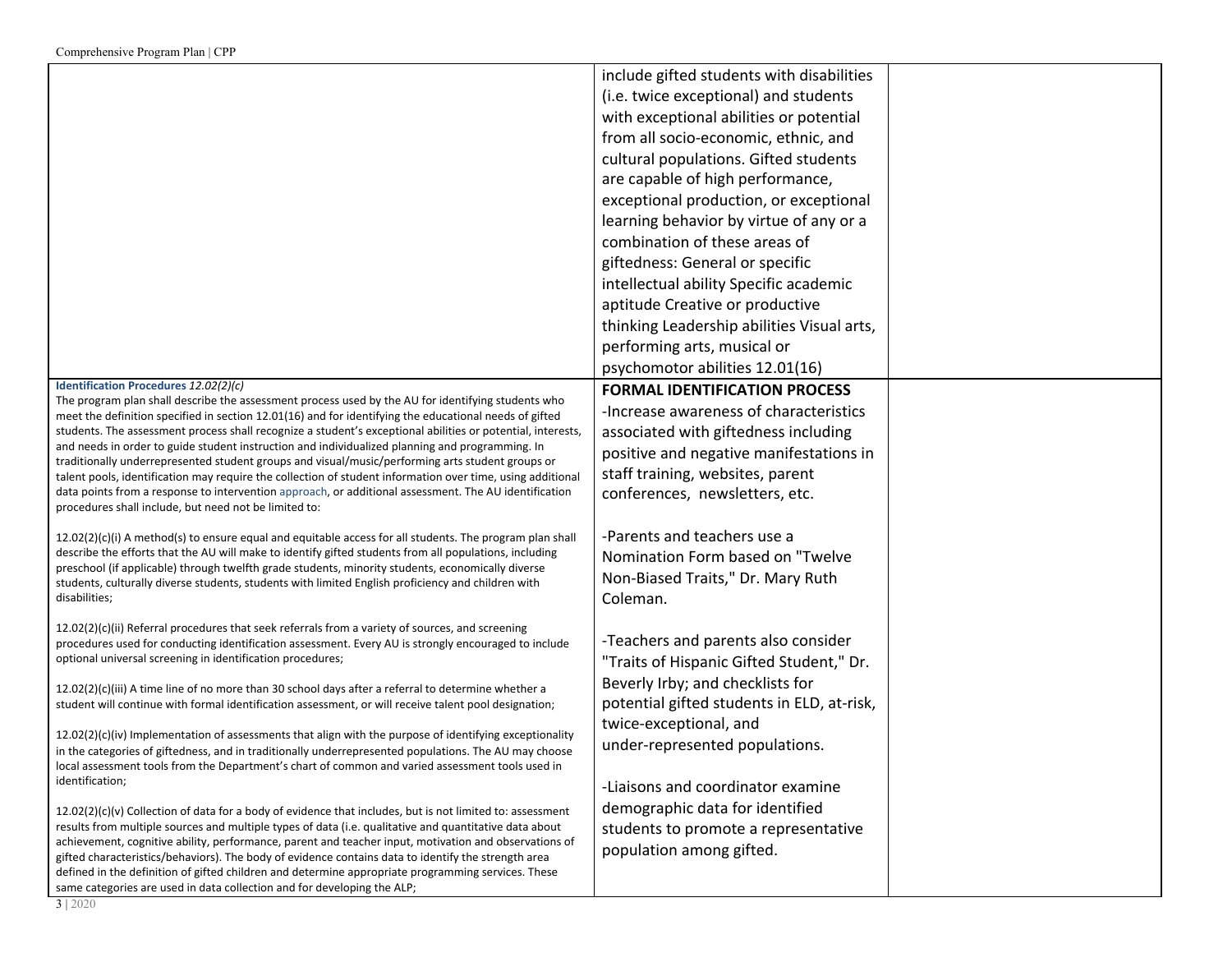| | | |
|---|---|---|
| | include gifted students with disabilities (i.e. twice exceptional) and students with exceptional abilities or potential from all socio-economic, ethnic, and cultural populations. Gifted students are capable of high performance, exceptional production, or exceptional learning behavior by virtue of any or a combination of these areas of giftedness: General or specific intellectual ability Specific academic aptitude Creative or productive thinking Leadership abilities Visual arts, performing arts, musical or psychomotor abilities 12.01(16) | |
| **Identification Procedures** *12.02(2)(c)*<br>The program plan shall describe the assessment process used by the AU for identifying students who meet the definition specified in section 12.01(16) and for identifying the educational needs of gifted students. The assessment process shall recognize a student's exceptional abilities or potential, interests, and needs in order to guide student instruction and individualized planning and programming. In traditionally underrepresented student groups and visual/music/performing arts student groups or talent pools, identification may require the collection of student information over time, using additional data points from a response to intervention approach, or additional assessment. The AU identification procedures shall include, but need not be limited to:<br><br>12.02(2)(c)(i) A method(s) to ensure equal and equitable access for all students. The program plan shall describe the efforts that the AU will make to identify gifted students from all populations, including preschool (if applicable) through twelfth grade students, minority students, economically diverse students, culturally diverse students, students with limited English proficiency and children with disabilities;<br><br>12.02(2)(c)(ii) Referral procedures that seek referrals from a variety of sources, and screening procedures used for conducting identification assessment. Every AU is strongly encouraged to include optional universal screening in identification procedures;<br><br>12.02(2)(c)(iii) A time line of no more than 30 school days after a referral to determine whether a student will continue with formal identification assessment, or will receive talent pool designation;<br><br>12.02(2)(c)(iv) Implementation of assessments that align with the purpose of identifying exceptionality in the categories of giftedness, and in traditionally underrepresented populations. The AU may choose local assessment tools from the Department's chart of common and varied assessment tools used in identification;<br><br>12.02(2)(c)(v) Collection of data for a body of evidence that includes, but is not limited to: assessment results from multiple sources and multiple types of data (i.e. qualitative and quantitative data about achievement, cognitive ability, performance, parent and teacher input, motivation and observations of gifted characteristics/behaviors). The body of evidence contains data to identify the strength area defined in the definition of gifted children and determine appropriate programming services. These same categories are used in data collection and for developing the ALP; | **FORMAL IDENTIFICATION PROCESS**<br>-Increase awareness of characteristics associated with giftedness including positive and negative manifestations in staff training, websites, parent conferences, newsletters, etc.<br><br>-Parents and teachers use a Nomination Form based on "Twelve Non-Biased Traits," Dr. Mary Ruth Coleman.<br><br>-Teachers and parents also consider "Traits of Hispanic Gifted Student," Dr. Beverly Irby; and checklists for potential gifted students in ELD, at-risk, twice-exceptional, and under-represented populations.<br><br>-Liaisons and coordinator examine demographic data for identified students to promote a representative population among gifted. | |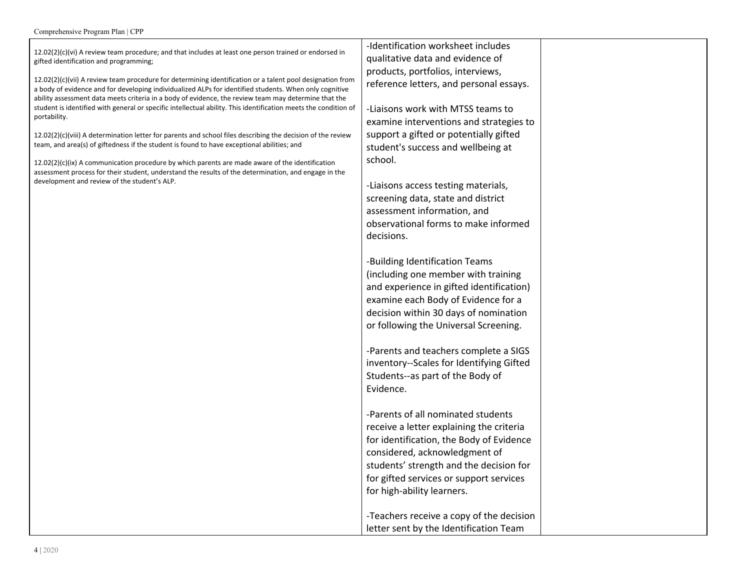| | | |
|---|---|---|
| 12.02(2)(c)(vi) A review team procedure; and that includes at least one person trained or endorsed in gifted identification and programming;<br><br>12.02(2)(c)(vii) A review team procedure for determining identification or a talent pool designation from a body of evidence and for developing individualized ALPs for identified students. When only cognitive ability assessment data meets criteria in a body of evidence, the review team may determine that the student is identified with general or specific intellectual ability. This identification meets the condition of portability.<br><br>12.02(2)(c)(viii) A determination letter for parents and school files describing the decision of the review team, and area(s) of giftedness if the student is found to have exceptional abilities; and<br><br>12.02(2)(c)(ix) A communication procedure by which parents are made aware of the identification assessment process for their student, understand the results of the determination, and engage in the development and review of the student's ALP. | -Identification worksheet includes qualitative data and evidence of products, portfolios, interviews, reference letters, and personal essays.<br><br>-Liaisons work with MTSS teams to examine interventions and strategies to support a gifted or potentially gifted student's success and wellbeing at school.<br><br>-Liaisons access testing materials, screening data, state and district assessment information, and observational forms to make informed decisions.<br><br>-Building Identification Teams (including one member with training and experience in gifted identification) examine each Body of Evidence for a decision within 30 days of nomination or following the Universal Screening.<br><br>-Parents and teachers complete a SIGS inventory--Scales for Identifying Gifted Students--as part of the Body of Evidence.<br><br>-Parents of all nominated students receive a letter explaining the criteria for identification, the Body of Evidence considered, acknowledgment of students' strength and the decision for for gifted services or support services for high-ability learners.<br><br>-Teachers receive a copy of the decision letter sent by the Identification Team | |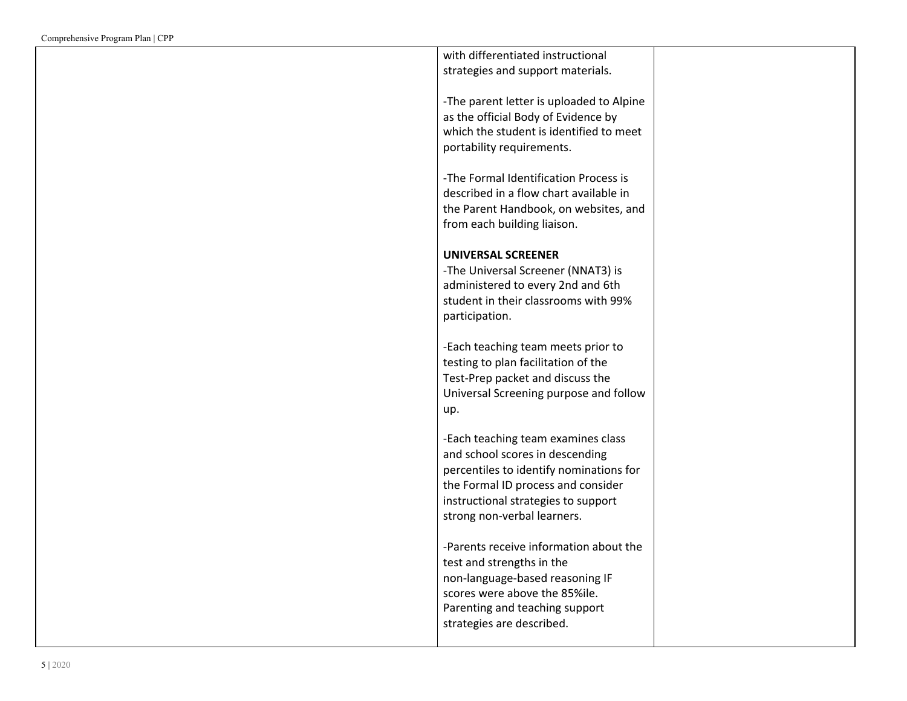| | | |
|---|---|---|
| | with differentiated instructional strategies and support materials.<br><br>-The parent letter is uploaded to Alpine as the official Body of Evidence by which the student is identified to meet portability requirements.<br><br>-The Formal Identification Process is described in a flow chart available in the Parent Handbook, on websites, and from each building liaison.<br><br>**UNIVERSAL SCREENER**<br>-The Universal Screener (NNAT3) is administered to every 2nd and 6th student in their classrooms with 99% participation.<br><br>-Each teaching team meets prior to testing to plan facilitation of the Test-Prep packet and discuss the Universal Screening purpose and follow up.<br><br>-Each teaching team examines class and school scores in descending percentiles to identify nominations for the Formal ID process and consider instructional strategies to support strong non-verbal learners.<br><br>-Parents receive information about the test and strengths in the non-language-based reasoning IF scores were above the 85%ile. Parenting and teaching support strategies are described. | |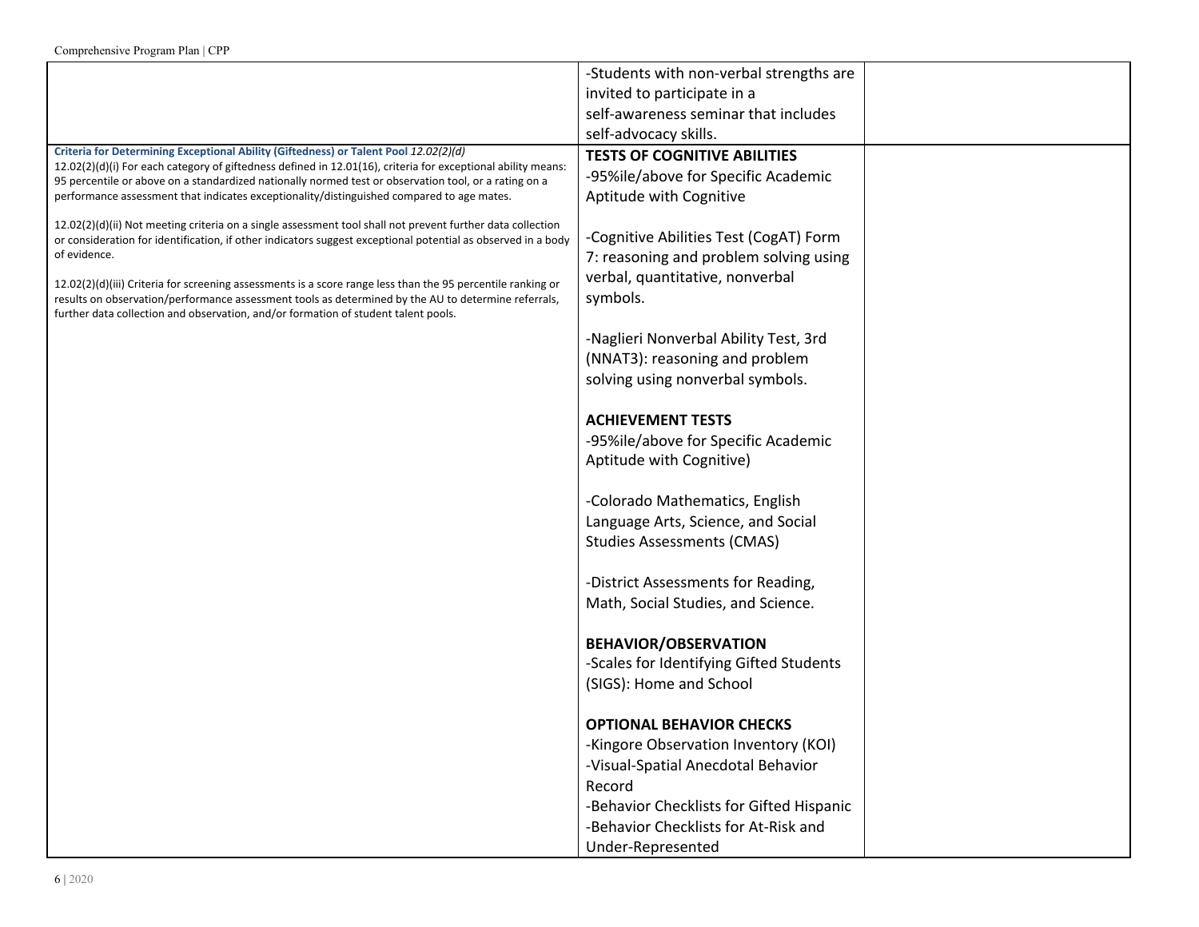| | | |
|---|---|---|
| | -Students with non-verbal strengths are invited to participate in a self-awareness seminar that includes self-advocacy skills. | |
| **Criteria for Determining Exceptional Ability (Giftedness) or Talent Pool** *12.02(2)(d)*<br>12.02(2)(d)(i) For each category of giftedness defined in 12.01(16), criteria for exceptional ability means: 95 percentile or above on a standardized nationally normed test or observation tool, or a rating on a performance assessment that indicates exceptionality/distinguished compared to age mates.<br><br>12.02(2)(d)(ii) Not meeting criteria on a single assessment tool shall not prevent further data collection or consideration for identification, if other indicators suggest exceptional potential as observed in a body of evidence.<br><br>12.02(2)(d)(iii) Criteria for screening assessments is a score range less than the 95 percentile ranking or results on observation/performance assessment tools as determined by the AU to determine referrals, further data collection and observation, and/or formation of student talent pools. | **TESTS OF COGNITIVE ABILITIES**<br>-95%ile/above for Specific Academic Aptitude with Cognitive<br><br>-Cognitive Abilities Test (CogAT) Form 7: reasoning and problem solving using verbal, quantitative, nonverbal symbols.<br><br>-Naglieri Nonverbal Ability Test, 3rd (NNAT3): reasoning and problem solving using nonverbal symbols.<br><br>**ACHIEVEMENT TESTS**<br>-95%ile/above for Specific Academic Aptitude with Cognitive)<br><br>-Colorado Mathematics, English Language Arts, Science, and Social Studies Assessments (CMAS)<br><br>-District Assessments for Reading, Math, Social Studies, and Science.<br><br>**BEHAVIOR/OBSERVATION**<br>-Scales for Identifying Gifted Students (SIGS): Home and School<br><br>**OPTIONAL BEHAVIOR CHECKS**<br>-Kingore Observation Inventory (KOI)<br>-Visual-Spatial Anecdotal Behavior Record<br>-Behavior Checklists for Gifted Hispanic<br>-Behavior Checklists for At-Risk and Under-Represented | |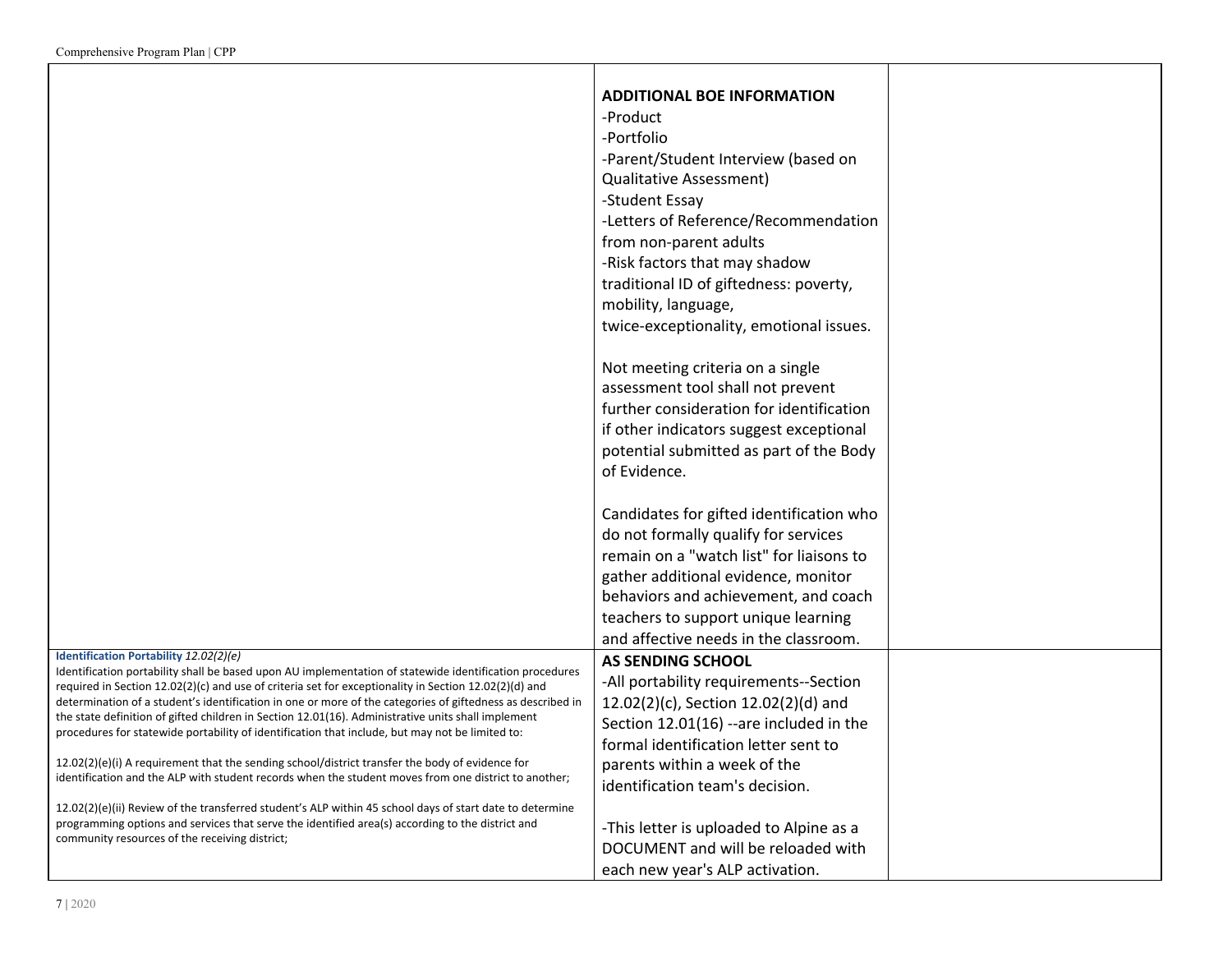| | | |
|---|---|---|
| | **ADDITIONAL BOE INFORMATION**<br>-Product<br>-Portfolio<br>-Parent/Student Interview (based on Qualitative Assessment)<br>-Student Essay<br>-Letters of Reference/Recommendation from non-parent adults<br>-Risk factors that may shadow traditional ID of giftedness: poverty, mobility, language, twice-exceptionality, emotional issues.<br><br>Not meeting criteria on a single assessment tool shall not prevent further consideration for identification if other indicators suggest exceptional potential submitted as part of the Body of Evidence.<br><br>Candidates for gifted identification who do not formally qualify for services remain on a "watch list" for liaisons to gather additional evidence, monitor behaviors and achievement, and coach teachers to support unique learning and affective needs in the classroom. | |
| **Identification Portability** *12.02(2)(e)*<br>Identification portability shall be based upon AU implementation of statewide identification procedures required in Section 12.02(2)(c) and use of criteria set for exceptionality in Section 12.02(2)(d) and determination of a student's identification in one or more of the categories of giftedness as described in the state definition of gifted children in Section 12.01(16). Administrative units shall implement procedures for statewide portability of identification that include, but may not be limited to:<br><br>12.02(2)(e)(i) A requirement that the sending school/district transfer the body of evidence for identification and the ALP with student records when the student moves from one district to another;<br><br>12.02(2)(e)(ii) Review of the transferred student's ALP within 45 school days of start date to determine programming options and services that serve the identified area(s) according to the district and community resources of the receiving district; | **AS SENDING SCHOOL**<br>-All portability requirements--Section 12.02(2)(c), Section 12.02(2)(d) and Section 12.01(16) --are included in the formal identification letter sent to parents within a week of the identification team's decision.<br><br>-This letter is uploaded to Alpine as a DOCUMENT and will be reloaded with each new year's ALP activation. | |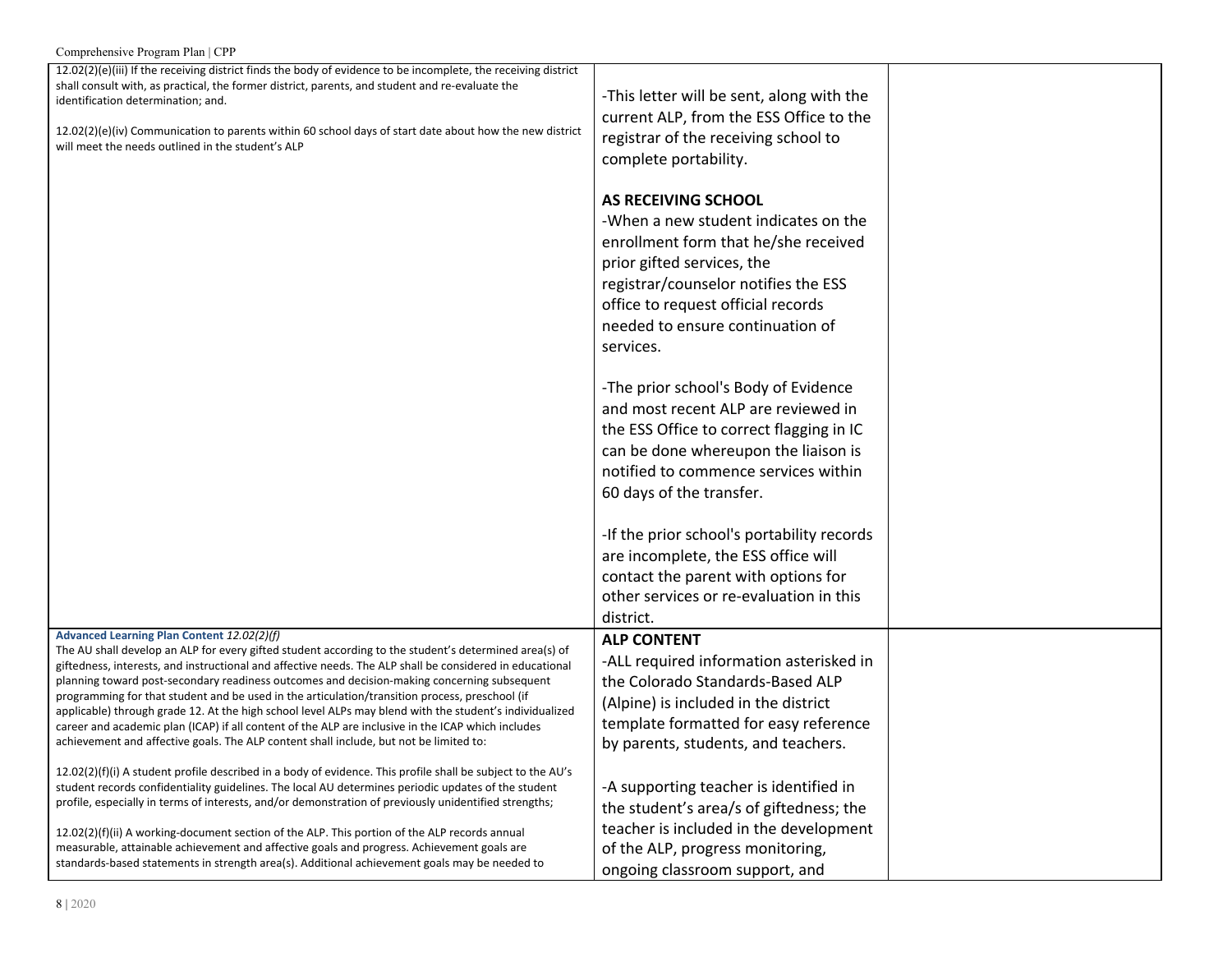| | | |
|---|---|---|
| 12.02(2)(e)(iii) If the receiving district finds the body of evidence to be incomplete, the receiving district shall consult with, as practical, the former district, parents, and student and re-evaluate the identification determination; and.<br><br>12.02(2)(e)(iv) Communication to parents within 60 school days of start date about how the new district will meet the needs outlined in the student's ALP | -This letter will be sent, along with the current ALP, from the ESS Office to the registrar of the receiving school to complete portability.<br><br>**AS RECEIVING SCHOOL**<br>-When a new student indicates on the enrollment form that he/she received prior gifted services, the registrar/counselor notifies the ESS office to request official records needed to ensure continuation of services.<br><br>-The prior school's Body of Evidence and most recent ALP are reviewed in the ESS Office to correct flagging in IC can be done whereupon the liaison is notified to commence services within 60 days of the transfer.<br><br>-If the prior school's portability records are incomplete, the ESS office will contact the parent with options for other services or re-evaluation in this district. | |
| **Advanced Learning Plan Content** *12.02(2)(f)*<br>The AU shall develop an ALP for every gifted student according to the student's determined area(s) of giftedness, interests, and instructional and affective needs. The ALP shall be considered in educational planning toward post-secondary readiness outcomes and decision-making concerning subsequent programming for that student and be used in the articulation/transition process, preschool (if applicable) through grade 12. At the high school level ALPs may blend with the student's individualized career and academic plan (ICAP) if all content of the ALP are inclusive in the ICAP which includes achievement and affective goals. The ALP content shall include, but not be limited to:<br><br>12.02(2)(f)(i) A student profile described in a body of evidence. This profile shall be subject to the AU's student records confidentiality guidelines. The local AU determines periodic updates of the student profile, especially in terms of interests, and/or demonstration of previously unidentified strengths;<br><br>12.02(2)(f)(ii) A working-document section of the ALP. This portion of the ALP records annual measurable, attainable achievement and affective goals and progress. Achievement goals are standards-based statements in strength area(s). Additional achievement goals may be needed to | **ALP CONTENT**<br>-ALL required information asterisked in the Colorado Standards-Based ALP (Alpine) is included in the district template formatted for easy reference by parents, students, and teachers.<br><br>-A supporting teacher is identified in the student's area/s of giftedness; the teacher is included in the development of the ALP, progress monitoring, ongoing classroom support, and | |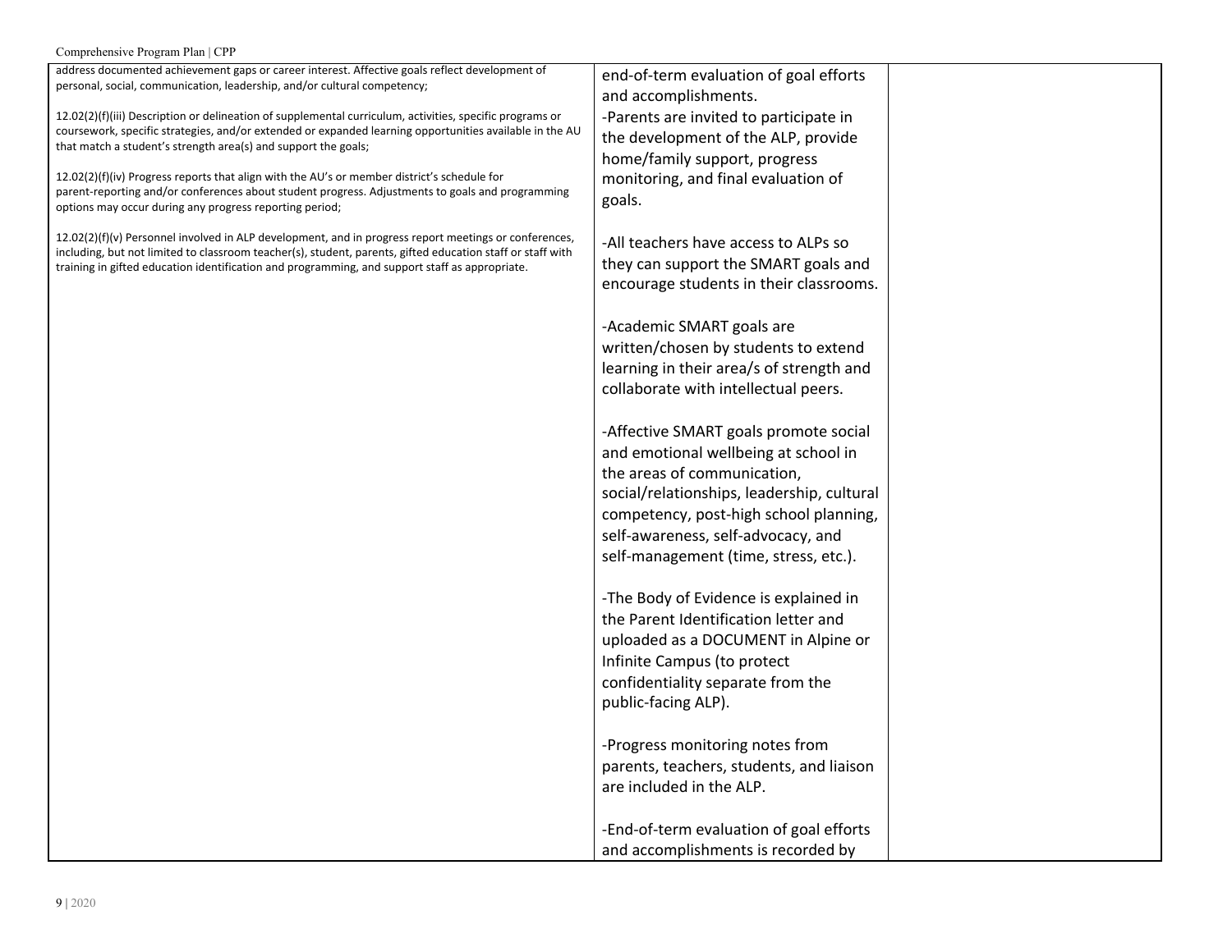| | | |
|---|---|---|
| address documented achievement gaps or career interest. Affective goals reflect development of personal, social, communication, leadership, and/or cultural competency;<br><br>12.02(2)(f)(iii) Description or delineation of supplemental curriculum, activities, specific programs or coursework, specific strategies, and/or extended or expanded learning opportunities available in the AU that match a student's strength area(s) and support the goals;<br><br>12.02(2)(f)(iv) Progress reports that align with the AU's or member district's schedule for parent-reporting and/or conferences about student progress. Adjustments to goals and programming options may occur during any progress reporting period;<br><br>12.02(2)(f)(v) Personnel involved in ALP development, and in progress report meetings or conferences, including, but not limited to classroom teacher(s), student, parents, gifted education staff or staff with training in gifted education identification and programming, and support staff as appropriate. | end-of-term evaluation of goal efforts and accomplishments.<br>-Parents are invited to participate in the development of the ALP, provide home/family support, progress monitoring, and final evaluation of goals.<br><br>-All teachers have access to ALPs so they can support the SMART goals and encourage students in their classrooms.<br><br>-Academic SMART goals are written/chosen by students to extend learning in their area/s of strength and collaborate with intellectual peers.<br><br>-Affective SMART goals promote social and emotional wellbeing at school in the areas of communication, social/relationships, leadership, cultural competency, post-high school planning, self-awareness, self-advocacy, and self-management (time, stress, etc.).<br><br>-The Body of Evidence is explained in the Parent Identification letter and uploaded as a DOCUMENT in Alpine or Infinite Campus (to protect confidentiality separate from the public-facing ALP).<br><br>-Progress monitoring notes from parents, teachers, students, and liaison are included in the ALP.<br><br>-End-of-term evaluation of goal efforts and accomplishments is recorded by | |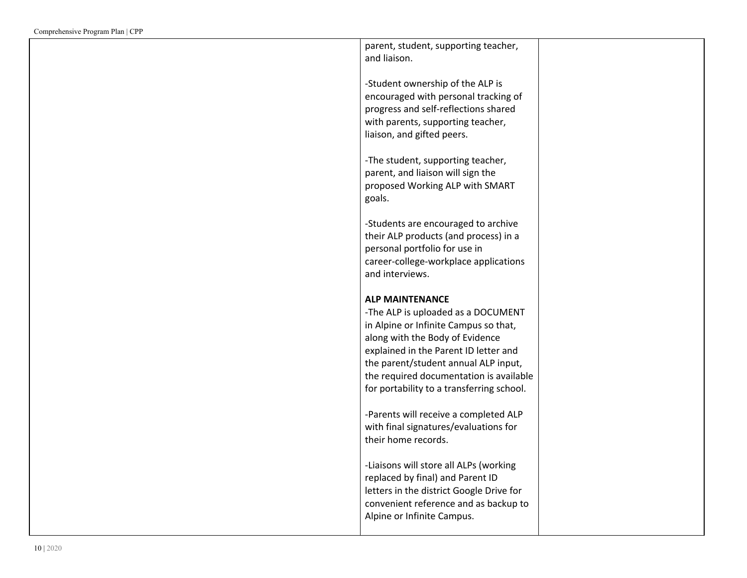| | | |
|---|---|---|
| | parent, student, supporting teacher, and liaison.<br><br>-Student ownership of the ALP is encouraged with personal tracking of progress and self-reflections shared with parents, supporting teacher, liaison, and gifted peers.<br><br>-The student, supporting teacher, parent, and liaison will sign the proposed Working ALP with SMART goals.<br><br>-Students are encouraged to archive their ALP products (and process) in a personal portfolio for use in career-college-workplace applications and interviews.<br><br>**ALP MAINTENANCE**<br>-The ALP is uploaded as a DOCUMENT in Alpine or Infinite Campus so that, along with the Body of Evidence explained in the Parent ID letter and the parent/student annual ALP input, the required documentation is available for portability to a transferring school.<br><br>-Parents will receive a completed ALP with final signatures/evaluations for their home records.<br><br>-Liaisons will store all ALPs (working replaced by final) and Parent ID letters in the district Google Drive for convenient reference and as backup to Alpine or Infinite Campus. | |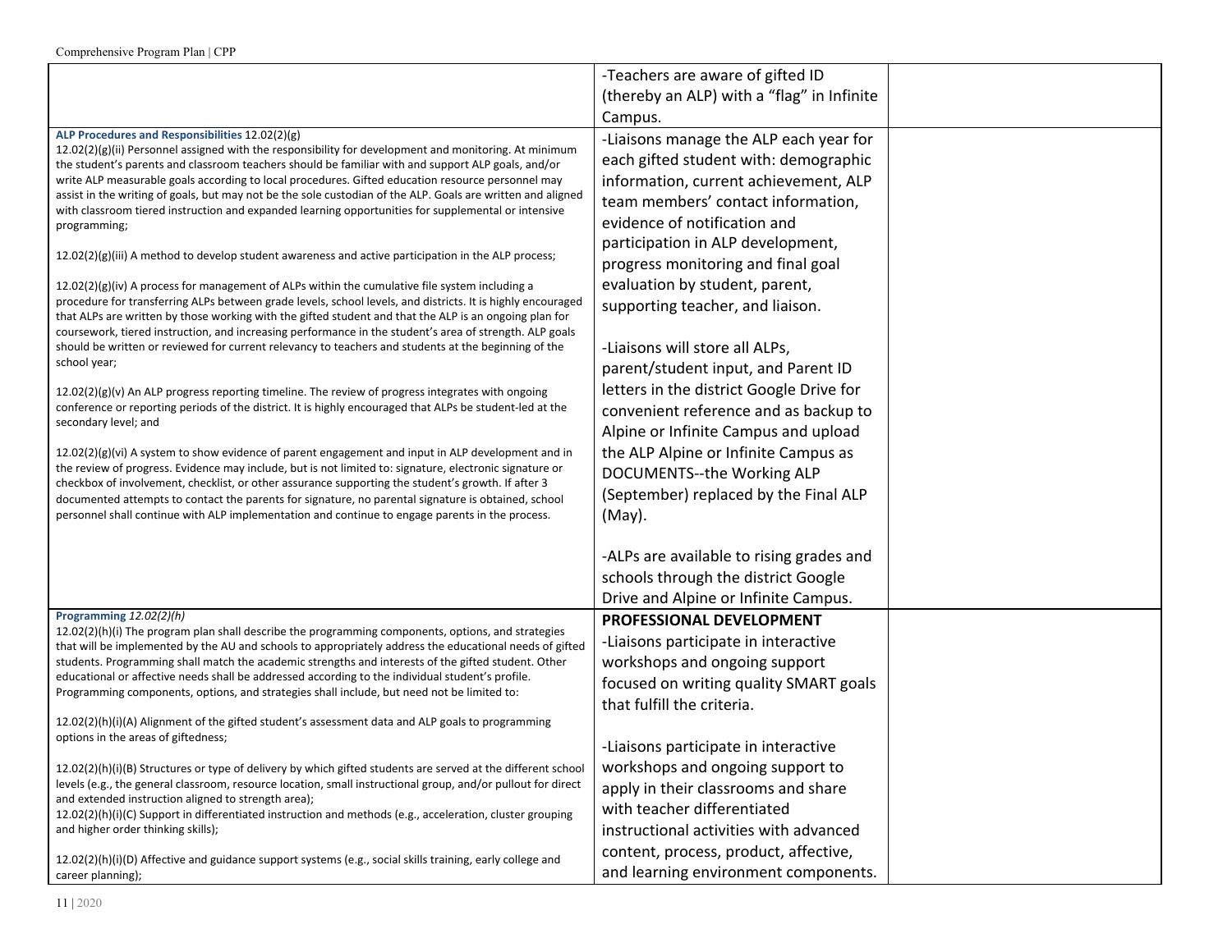| | | |
|---|---|---|
| | -Teachers are aware of gifted ID (thereby an ALP) with a "flag" in Infinite Campus. | |
| **ALP Procedures and Responsibilities** 12.02(2)(g)<br>12.02(2)(g)(ii) Personnel assigned with the responsibility for development and monitoring. At minimum the student's parents and classroom teachers should be familiar with and support ALP goals, and/or write ALP measurable goals according to local procedures. Gifted education resource personnel may assist in the writing of goals, but may not be the sole custodian of the ALP. Goals are written and aligned with classroom tiered instruction and expanded learning opportunities for supplemental or intensive programming;<br><br>12.02(2)(g)(iii) A method to develop student awareness and active participation in the ALP process;<br><br>12.02(2)(g)(iv) A process for management of ALPs within the cumulative file system including a procedure for transferring ALPs between grade levels, school levels, and districts. It is highly encouraged that ALPs are written by those working with the gifted student and that the ALP is an ongoing plan for coursework, tiered instruction, and increasing performance in the student's area of strength. ALP goals should be written or reviewed for current relevancy to teachers and students at the beginning of the school year;<br><br>12.02(2)(g)(v) An ALP progress reporting timeline. The review of progress integrates with ongoing conference or reporting periods of the district. It is highly encouraged that ALPs be student-led at the secondary level; and<br><br>12.02(2)(g)(vi) A system to show evidence of parent engagement and input in ALP development and in the review of progress. Evidence may include, but is not limited to: signature, electronic signature or checkbox of involvement, checklist, or other assurance supporting the student's growth. If after 3 documented attempts to contact the parents for signature, no parental signature is obtained, school personnel shall continue with ALP implementation and continue to engage parents in the process. | -Liaisons manage the ALP each year for each gifted student with: demographic information, current achievement, ALP team members' contact information, evidence of notification and participation in ALP development, progress monitoring and final goal evaluation by student, parent, supporting teacher, and liaison.<br><br>-Liaisons will store all ALPs, parent/student input, and Parent ID letters in the district Google Drive for convenient reference and as backup to Alpine or Infinite Campus and upload the ALP Alpine or Infinite Campus as DOCUMENTS--the Working ALP (September) replaced by the Final ALP (May).<br><br>-ALPs are available to rising grades and schools through the district Google Drive and Alpine or Infinite Campus. | |
| **Programming** *12.02(2)(h)*<br>12.02(2)(h)(i) The program plan shall describe the programming components, options, and strategies that will be implemented by the AU and schools to appropriately address the educational needs of gifted students. Programming shall match the academic strengths and interests of the gifted student. Other educational or affective needs shall be addressed according to the individual student's profile. Programming components, options, and strategies shall include, but need not be limited to:<br><br>12.02(2)(h)(i)(A) Alignment of the gifted student's assessment data and ALP goals to programming options in the areas of giftedness;<br><br>12.02(2)(h)(i)(B) Structures or type of delivery by which gifted students are served at the different school levels (e.g., the general classroom, resource location, small instructional group, and/or pullout for direct and extended instruction aligned to strength area);<br>12.02(2)(h)(i)(C) Support in differentiated instruction and methods (e.g., acceleration, cluster grouping and higher order thinking skills);<br><br>12.02(2)(h)(i)(D) Affective and guidance support systems (e.g., social skills training, early college and career planning); | **PROFESSIONAL DEVELOPMENT**<br>-Liaisons participate in interactive workshops and ongoing support focused on writing quality SMART goals that fulfill the criteria.<br><br>-Liaisons participate in interactive workshops and ongoing support to apply in their classrooms and share with teacher differentiated instructional activities with advanced content, process, product, affective, and learning environment components. | |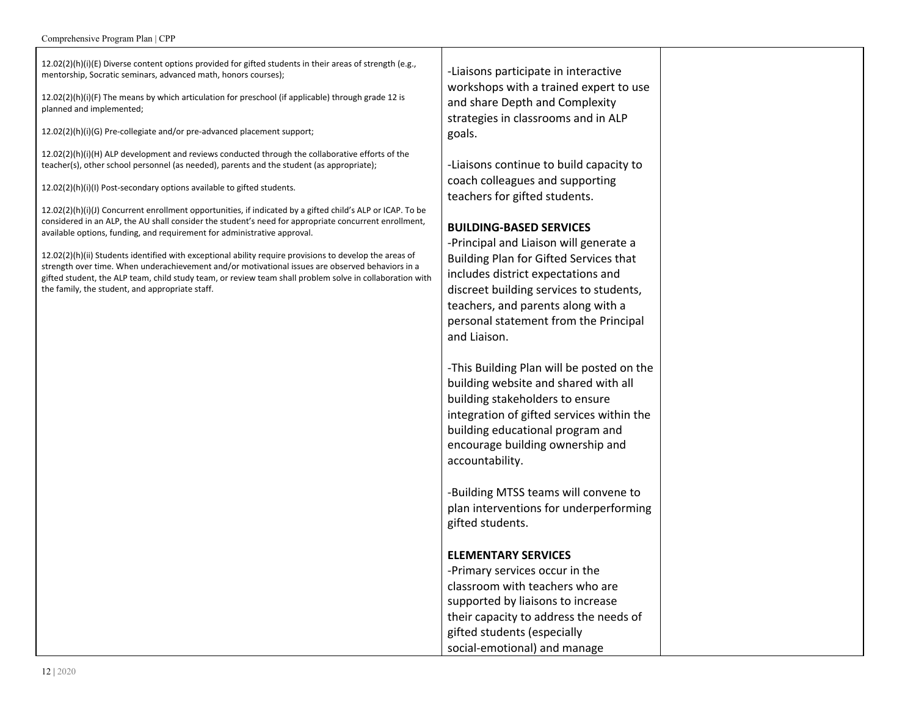| | | |
|---|---|---|
| 12.02(2)(h)(i)(E) Diverse content options provided for gifted students in their areas of strength (e.g., mentorship, Socratic seminars, advanced math, honors courses);<br><br>12.02(2)(h)(i)(F) The means by which articulation for preschool (if applicable) through grade 12 is planned and implemented;<br><br>12.02(2)(h)(i)(G) Pre-collegiate and/or pre-advanced placement support;<br><br>12.02(2)(h)(i)(H) ALP development and reviews conducted through the collaborative efforts of the teacher(s), other school personnel (as needed), parents and the student (as appropriate);<br><br>12.02(2)(h)(i)(I) Post-secondary options available to gifted students.<br><br>12.02(2)(h)(i)(J) Concurrent enrollment opportunities, if indicated by a gifted child's ALP or ICAP. To be considered in an ALP, the AU shall consider the student's need for appropriate concurrent enrollment, available options, funding, and requirement for administrative approval.<br><br>12.02(2)(h)(ii) Students identified with exceptional ability require provisions to develop the areas of strength over time. When underachievement and/or motivational issues are observed behaviors in a gifted student, the ALP team, child study team, or review team shall problem solve in collaboration with the family, the student, and appropriate staff. | -Liaisons participate in interactive workshops with a trained expert to use and share Depth and Complexity strategies in classrooms and in ALP goals.<br><br>-Liaisons continue to build capacity to coach colleagues and supporting teachers for gifted students.<br><br>**BUILDING-BASED SERVICES**<br>-Principal and Liaison will generate a Building Plan for Gifted Services that includes district expectations and discreet building services to students, teachers, and parents along with a personal statement from the Principal and Liaison.<br><br>-This Building Plan will be posted on the building website and shared with all building stakeholders to ensure integration of gifted services within the building educational program and encourage building ownership and accountability.<br><br>-Building MTSS teams will convene to plan interventions for underperforming gifted students.<br><br>**ELEMENTARY SERVICES**<br>-Primary services occur in the classroom with teachers who are supported by liaisons to increase their capacity to address the needs of gifted students (especially social-emotional) and manage | |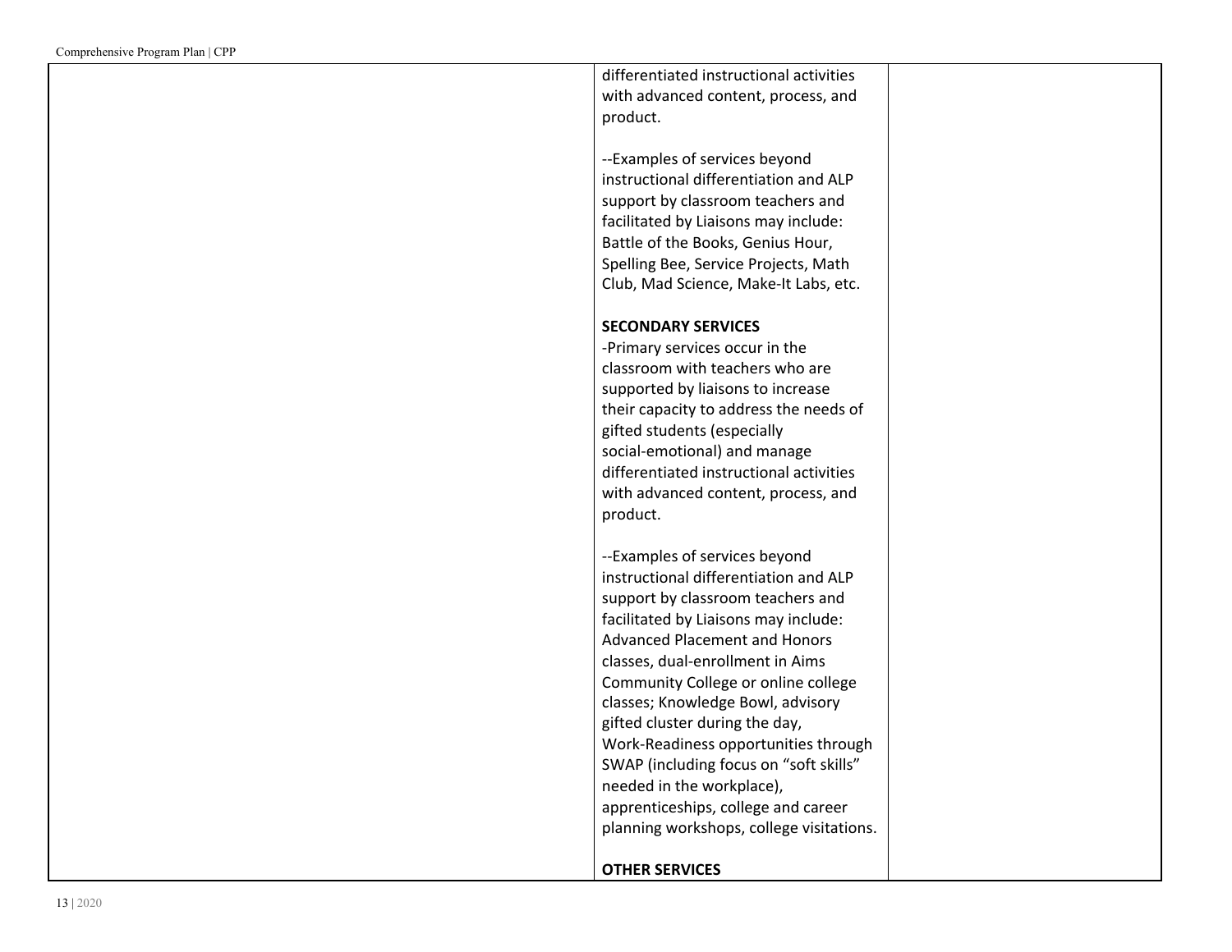| | | |
|---|---|---|
| | differentiated instructional activities with advanced content, process, and product.<br><br>--Examples of services beyond instructional differentiation and ALP support by classroom teachers and facilitated by Liaisons may include: Battle of the Books, Genius Hour, Spelling Bee, Service Projects, Math Club, Mad Science, Make-It Labs, etc.<br><br>**SECONDARY SERVICES**<br>-Primary services occur in the classroom with teachers who are supported by liaisons to increase their capacity to address the needs of gifted students (especially social-emotional) and manage differentiated instructional activities with advanced content, process, and product.<br><br>--Examples of services beyond instructional differentiation and ALP support by classroom teachers and facilitated by Liaisons may include: Advanced Placement and Honors classes, dual-enrollment in Aims Community College or online college classes; Knowledge Bowl, advisory gifted cluster during the day, Work-Readiness opportunities through SWAP (including focus on "soft skills" needed in the workplace), apprenticeships, college and career planning workshops, college visitations.<br><br>**OTHER SERVICES** | |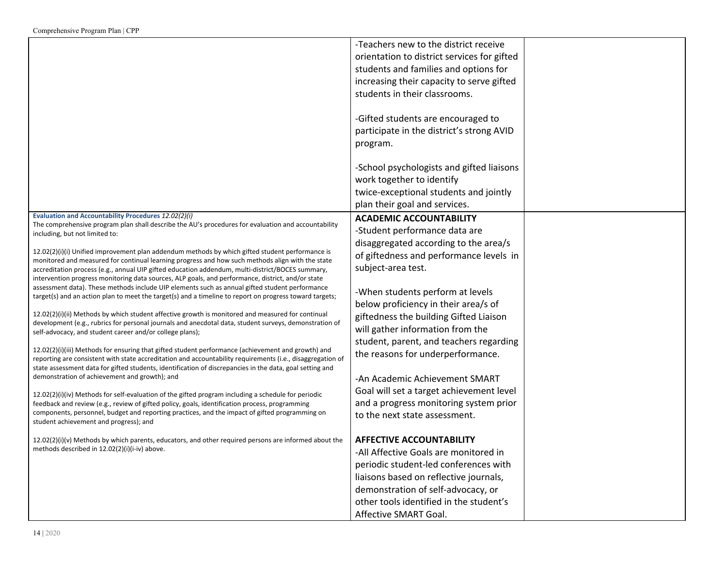| | | |
|---|---|---|
| | -Teachers new to the district receive orientation to district services for gifted students and families and options for increasing their capacity to serve gifted students in their classrooms.<br><br>-Gifted students are encouraged to participate in the district's strong AVID program.<br><br>-School psychologists and gifted liaisons work together to identify twice-exceptional students and jointly plan their goal and services. | |
| **Evaluation and Accountability Procedures** *12.02(2)(i)*<br>The comprehensive program plan shall describe the AU's procedures for evaluation and accountability including, but not limited to:<br><br>12.02(2)(i)(i) Unified improvement plan addendum methods by which gifted student performance is monitored and measured for continual learning progress and how such methods align with the state accreditation process (e.g., annual UIP gifted education addendum, multi-district/BOCES summary, intervention progress monitoring data sources, ALP goals, and performance, district, and/or state assessment data). These methods include UIP elements such as annual gifted student performance target(s) and an action plan to meet the target(s) and a timeline to report on progress toward targets;<br><br>12.02(2)(i)(ii) Methods by which student affective growth is monitored and measured for continual development (e.g., rubrics for personal journals and anecdotal data, student surveys, demonstration of self-advocacy, and student career and/or college plans);<br><br>12.02(2)(i)(iii) Methods for ensuring that gifted student performance (achievement and growth) and reporting are consistent with state accreditation and accountability requirements (i.e., disaggregation of state assessment data for gifted students, identification of discrepancies in the data, goal setting and demonstration of achievement and growth); and<br><br>12.02(2)(i)(iv) Methods for self-evaluation of the gifted program including a schedule for periodic feedback and review (e.g., review of gifted policy, goals, identification process, programming components, personnel, budget and reporting practices, and the impact of gifted programming on student achievement and progress); and<br><br>12.02(2)(i)(v) Methods by which parents, educators, and other required persons are informed about the methods described in 12.02(2)(i)(i-iv) above. | **ACADEMIC ACCOUNTABILITY**<br>-Student performance data are disaggregated according to the area/s of giftedness and performance levels in subject-area test.<br><br>-When students perform at levels below proficiency in their area/s of giftedness the building Gifted Liaison will gather information from the student, parent, and teachers regarding the reasons for underperformance.<br><br>-An Academic Achievement SMART Goal will set a target achievement level and a progress monitoring system prior to the next state assessment.<br><br>**AFFECTIVE ACCOUNTABILITY**<br>-All Affective Goals are monitored in periodic student-led conferences with liaisons based on reflective journals, demonstration of self-advocacy, or other tools identified in the student's Affective SMART Goal. | |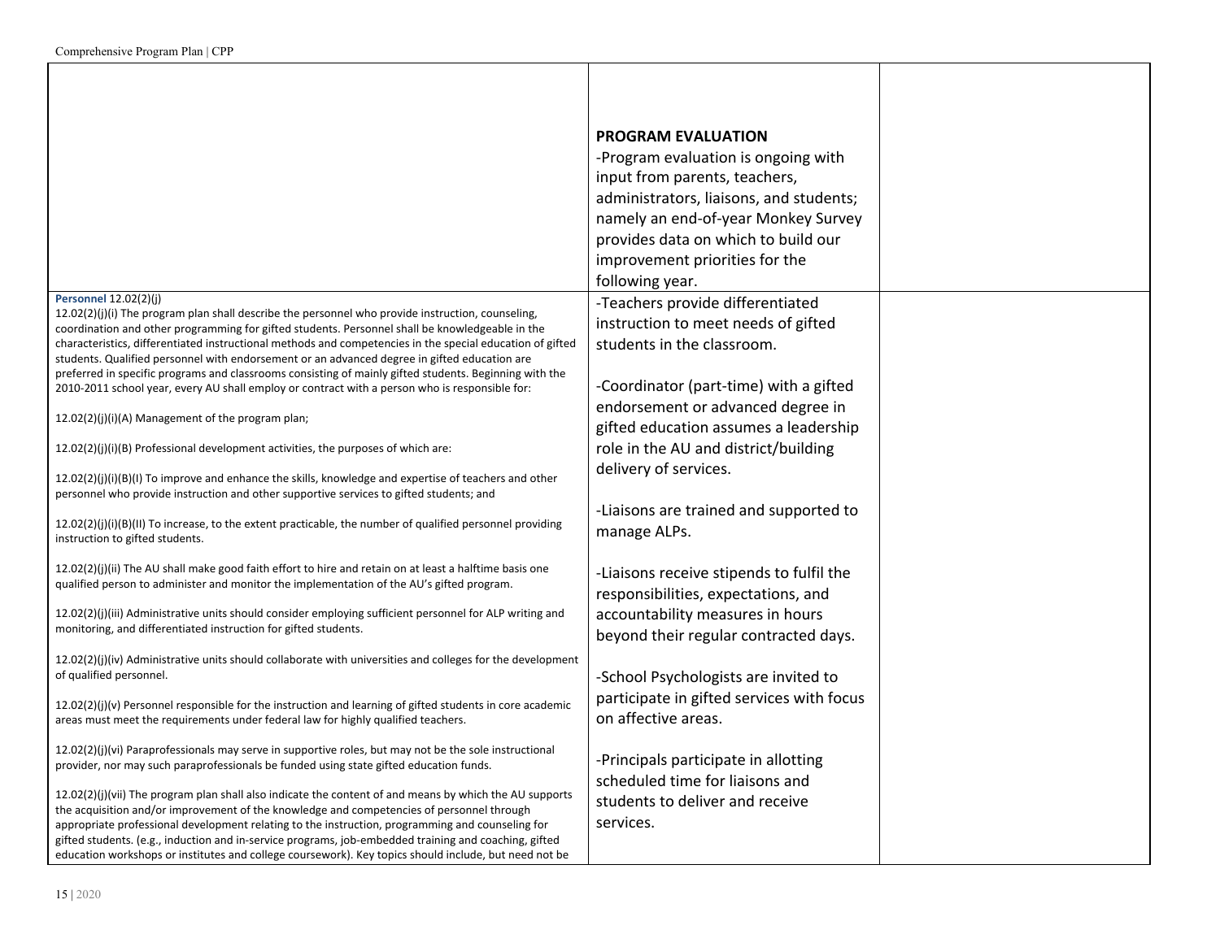| | | |
|---|---|---|
| | **PROGRAM EVALUATION**<br>-Program evaluation is ongoing with input from parents, teachers, administrators, liaisons, and students; namely an end-of-year Monkey Survey provides data on which to build our improvement priorities for the following year. | |
| **Personnel** 12.02(2)(j)<br>12.02(2)(j)(i) The program plan shall describe the personnel who provide instruction, counseling, coordination and other programming for gifted students. Personnel shall be knowledgeable in the characteristics, differentiated instructional methods and competencies in the special education of gifted students. Qualified personnel with endorsement or an advanced degree in gifted education are preferred in specific programs and classrooms consisting of mainly gifted students. Beginning with the 2010-2011 school year, every AU shall employ or contract with a person who is responsible for:<br><br>12.02(2)(j)(i)(A) Management of the program plan;<br><br>12.02(2)(j)(i)(B) Professional development activities, the purposes of which are:<br><br>12.02(2)(j)(i)(B)(I) To improve and enhance the skills, knowledge and expertise of teachers and other personnel who provide instruction and other supportive services to gifted students; and<br><br>12.02(2)(j)(i)(B)(II) To increase, to the extent practicable, the number of qualified personnel providing instruction to gifted students.<br><br>12.02(2)(j)(ii) The AU shall make good faith effort to hire and retain on at least a halftime basis one qualified person to administer and monitor the implementation of the AU's gifted program.<br><br>12.02(2)(j)(iii) Administrative units should consider employing sufficient personnel for ALP writing and monitoring, and differentiated instruction for gifted students.<br><br>12.02(2)(j)(iv) Administrative units should collaborate with universities and colleges for the development of qualified personnel.<br><br>12.02(2)(j)(v) Personnel responsible for the instruction and learning of gifted students in core academic areas must meet the requirements under federal law for highly qualified teachers.<br><br>12.02(2)(j)(vi) Paraprofessionals may serve in supportive roles, but may not be the sole instructional provider, nor may such paraprofessionals be funded using state gifted education funds.<br><br>12.02(2)(j)(vii) The program plan shall also indicate the content of and means by which the AU supports the acquisition and/or improvement of the knowledge and competencies of personnel through appropriate professional development relating to the instruction, programming and counseling for gifted students. (e.g., induction and in-service programs, job-embedded training and coaching, gifted education workshops or institutes and college coursework). Key topics should include, but need not be | -Teachers provide differentiated instruction to meet needs of gifted students in the classroom.<br><br>-Coordinator (part-time) with a gifted endorsement or advanced degree in gifted education assumes a leadership role in the AU and district/building delivery of services.<br><br>-Liaisons are trained and supported to manage ALPs.<br><br>-Liaisons receive stipends to fulfil the responsibilities, expectations, and accountability measures in hours beyond their regular contracted days.<br><br>-School Psychologists are invited to participate in gifted services with focus on affective areas.<br><br>-Principals participate in allotting scheduled time for liaisons and students to deliver and receive services. | |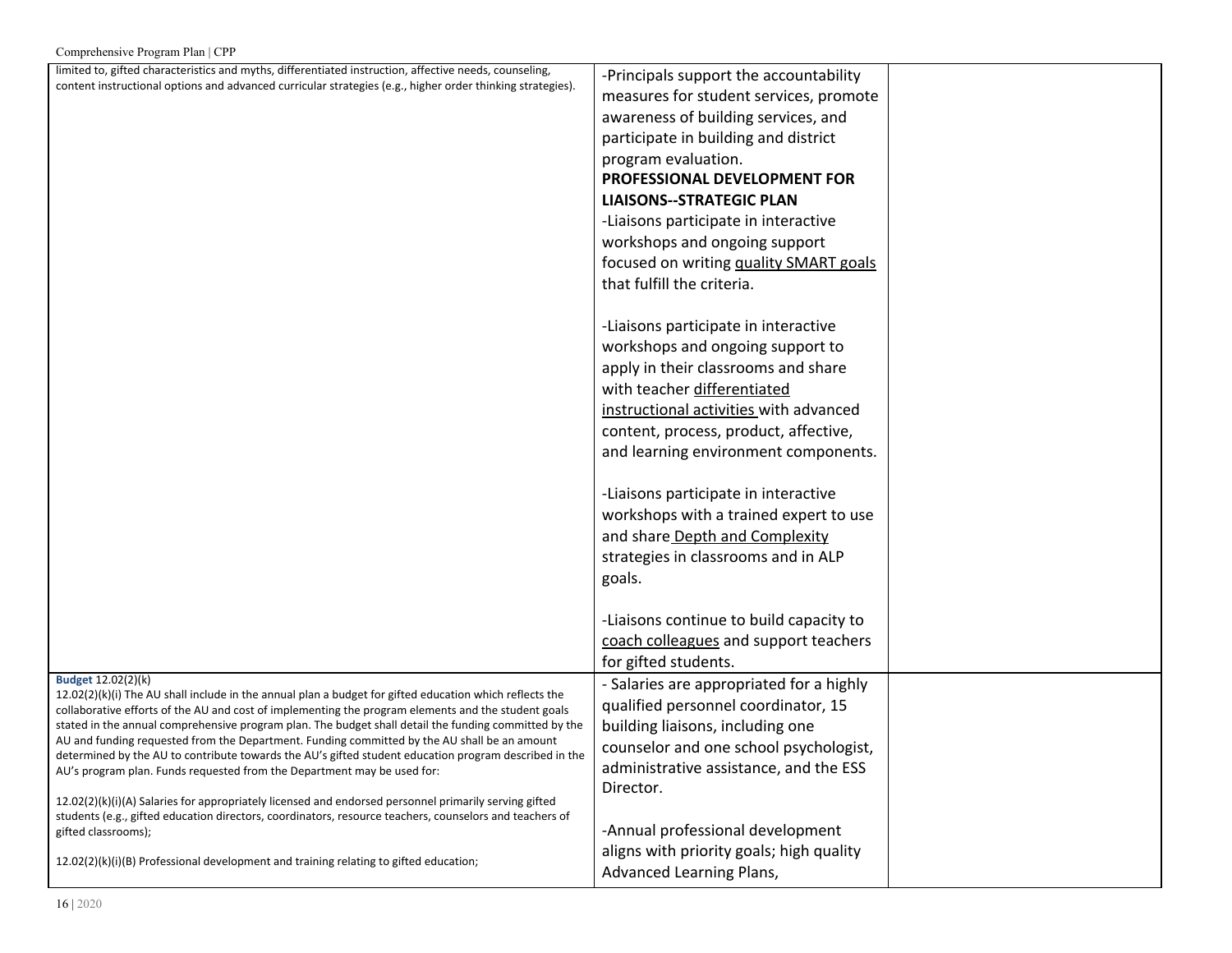| | | |
|---|---|---|
| limited to, gifted characteristics and myths, differentiated instruction, affective needs, counseling, content instructional options and advanced curricular strategies (e.g., higher order thinking strategies). | -Principals support the accountability measures for student services, promote awareness of building services, and participate in building and district program evaluation.<br>**PROFESSIONAL DEVELOPMENT FOR LIAISONS--STRATEGIC PLAN**<br>-Liaisons participate in interactive workshops and ongoing support focused on writing quality SMART goals that fulfill the criteria.<br><br>-Liaisons participate in interactive workshops and ongoing support to apply in their classrooms and share with teacher differentiated instructional activities with advanced content, process, product, affective, and learning environment components.<br><br>-Liaisons participate in interactive workshops with a trained expert to use and share Depth and Complexity strategies in classrooms and in ALP goals.<br><br>-Liaisons continue to build capacity to coach colleagues and support teachers for gifted students. | |
| **Budget** 12.02(2)(k)<br>12.02(2)(k)(i) The AU shall include in the annual plan a budget for gifted education which reflects the collaborative efforts of the AU and cost of implementing the program elements and the student goals stated in the annual comprehensive program plan. The budget shall detail the funding committed by the AU and funding requested from the Department. Funding committed by the AU shall be an amount determined by the AU to contribute towards the AU's gifted student education program described in the AU's program plan. Funds requested from the Department may be used for:<br><br>12.02(2)(k)(i)(A) Salaries for appropriately licensed and endorsed personnel primarily serving gifted students (e.g., gifted education directors, coordinators, resource teachers, counselors and teachers of gifted classrooms);<br><br>12.02(2)(k)(i)(B) Professional development and training relating to gifted education; | - Salaries are appropriated for a highly qualified personnel coordinator, 15 building liaisons, including one counselor and one school psychologist, administrative assistance, and the ESS Director.<br><br>-Annual professional development aligns with priority goals; high quality Advanced Learning Plans, | |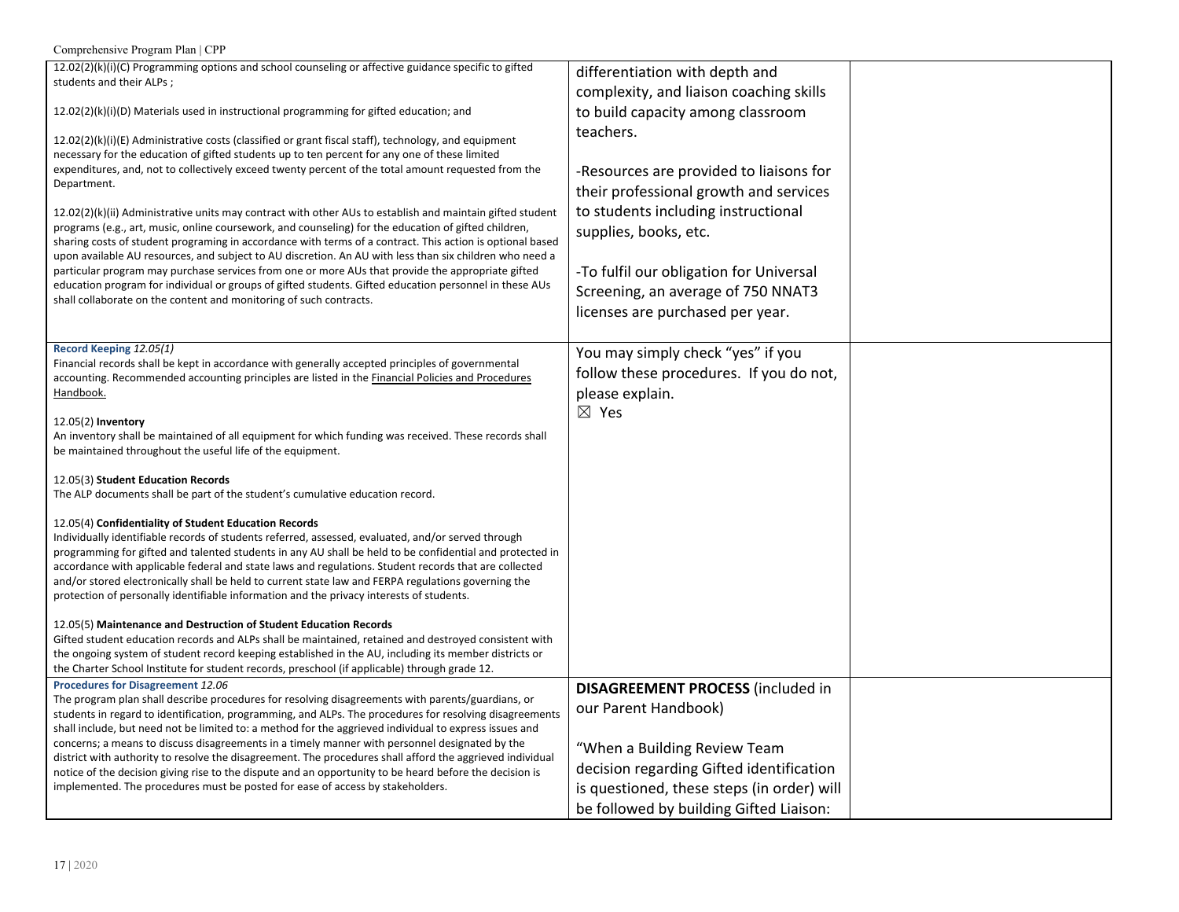| | | |
|---|---|---|
| 12.02(2)(k)(i)(C) Programming options and school counseling or affective guidance specific to gifted students and their ALPs ;<br><br>12.02(2)(k)(i)(D) Materials used in instructional programming for gifted education; and<br><br>12.02(2)(k)(i)(E) Administrative costs (classified or grant fiscal staff), technology, and equipment necessary for the education of gifted students up to ten percent for any one of these limited expenditures, and, not to collectively exceed twenty percent of the total amount requested from the Department.<br><br>12.02(2)(k)(ii) Administrative units may contract with other AUs to establish and maintain gifted student programs (e.g., art, music, online coursework, and counseling) for the education of gifted children, sharing costs of student programing in accordance with terms of a contract. This action is optional based upon available AU resources, and subject to AU discretion. An AU with less than six children who need a particular program may purchase services from one or more AUs that provide the appropriate gifted education program for individual or groups of gifted students. Gifted education personnel in these AUs shall collaborate on the content and monitoring of such contracts. | differentiation with depth and complexity, and liaison coaching skills to build capacity among classroom teachers.<br><br>-Resources are provided to liaisons for their professional growth and services to students including instructional supplies, books, etc.<br><br>-To fulfil our obligation for Universal Screening, an average of 750 NNAT3 licenses are purchased per year. | |
| **Record Keeping** *12.05(1)*<br>Financial records shall be kept in accordance with generally accepted principles of governmental accounting. Recommended accounting principles are listed in the Financial Policies and Procedures Handbook.<br><br>12.05(2) **Inventory**<br>An inventory shall be maintained of all equipment for which funding was received. These records shall be maintained throughout the useful life of the equipment.<br><br>12.05(3) **Student Education Records**<br>The ALP documents shall be part of the student's cumulative education record.<br><br>12.05(4) **Confidentiality of Student Education Records**<br>Individually identifiable records of students referred, assessed, evaluated, and/or served through programming for gifted and talented students in any AU shall be held to be confidential and protected in accordance with applicable federal and state laws and regulations. Student records that are collected and/or stored electronically shall be held to current state law and FERPA regulations governing the protection of personally identifiable information and the privacy interests of students.<br><br>12.05(5) **Maintenance and Destruction of Student Education Records**<br>Gifted student education records and ALPs shall be maintained, retained and destroyed consistent with the ongoing system of student record keeping established in the AU, including its member districts or the Charter School Institute for student records, preschool (if applicable) through grade 12. | You may simply check "yes" if you follow these procedures. If you do not, please explain.<br>☒ Yes | |
| **Procedures for Disagreement** *12.06*<br>The program plan shall describe procedures for resolving disagreements with parents/guardians, or students in regard to identification, programming, and ALPs. The procedures for resolving disagreements shall include, but need not be limited to: a method for the aggrieved individual to express issues and concerns; a means to discuss disagreements in a timely manner with personnel designated by the district with authority to resolve the disagreement. The procedures shall afford the aggrieved individual notice of the decision giving rise to the dispute and an opportunity to be heard before the decision is implemented. The procedures must be posted for ease of access by stakeholders. | **DISAGREEMENT PROCESS** (included in our Parent Handbook)<br><br>"When a Building Review Team decision regarding Gifted identification is questioned, these steps (in order) will be followed by building Gifted Liaison: | |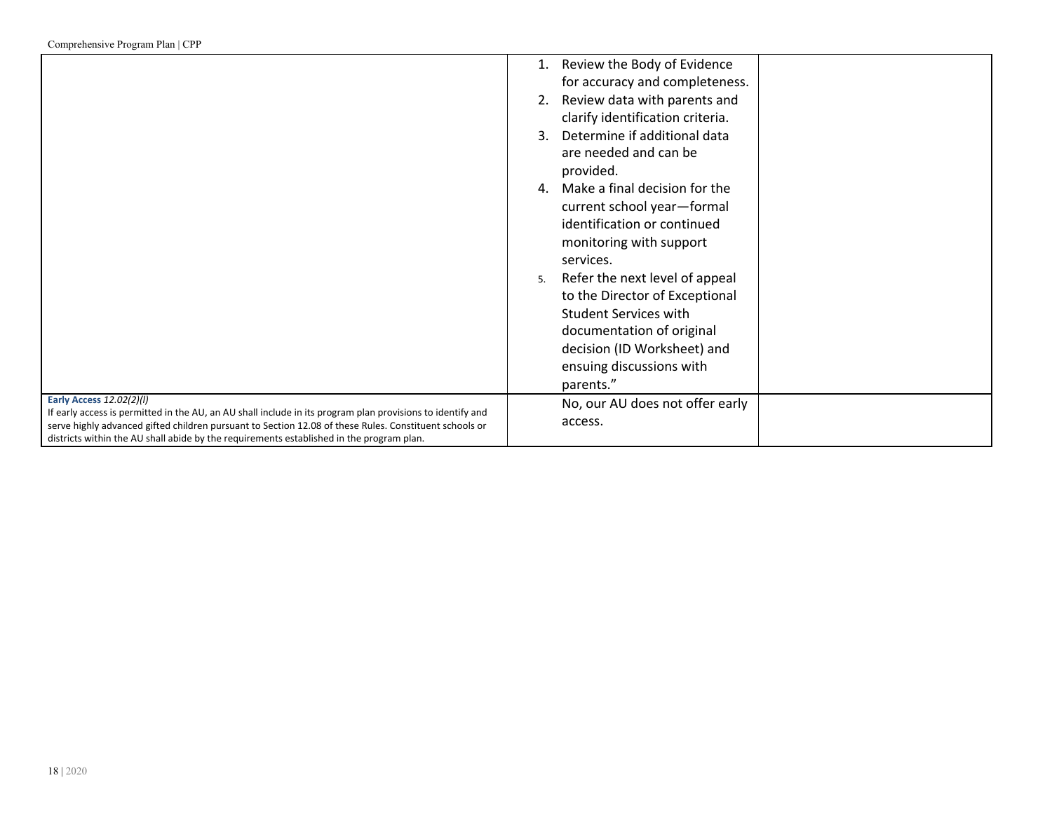| | | |
|---|---|---|
| | 1. Review the Body of Evidence for accuracy and completeness.<br>2. Review data with parents and clarify identification criteria.<br>3. Determine if additional data are needed and can be provided.<br>4. Make a final decision for the current school year—formal identification or continued monitoring with support services.<br>5. Refer the next level of appeal to the Director of Exceptional Student Services with documentation of original decision (ID Worksheet) and ensuing discussions with parents." | |
| **Early Access** *12.02(2)(l)*<br>If early access is permitted in the AU, an AU shall include in its program plan provisions to identify and serve highly advanced gifted children pursuant to Section 12.08 of these Rules. Constituent schools or districts within the AU shall abide by the requirements established in the program plan. | No, our AU does not offer early access. | |